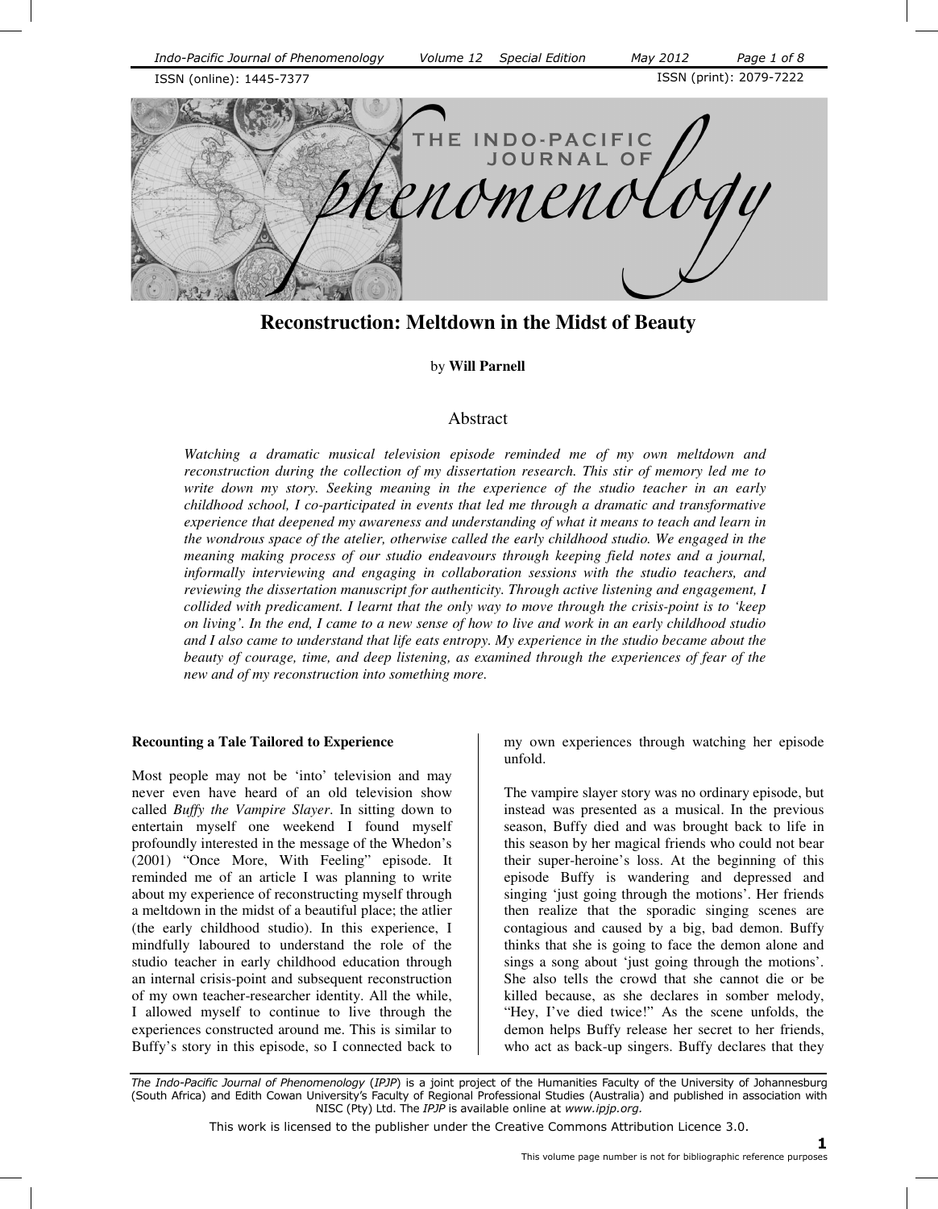# Reconstruction: Meltdown in the Midst of Beauty

by **Will Parnell**

## Abstract

*Watching a dramatic musical television episode reminded me of my own meltdown and reconstruction during the collection of my dissertation research. This stir of memory led me to write down my story. Seeking meaning in the experience of the studio teacher in an early childhood school, I co-participated in events that led me through a dramatic and transformative experience that deepened my awareness and understanding of what it means to teach and learn in the wondrous space of the atelier, otherwise called the early childhood studio. We engaged in the meaning making process of our studio endeavours through keeping field notes and a journal, informally interviewing and engaging in collaboration sessions with the studio teachers, and reviewing the dissertation manuscript for authenticity. Through active listening and engagement, I collided with predicament. I learnt that the only way to move through the crisis-point is to 'keep on living'. In the end, I came to a new sense of how to live and work in an early childhood studio and I also came to understand that life eats entropy. My experience in the studio became about the beauty of courage, time, and deep listening, as examined through the experiences of fear of the new and of my reconstruction into something more.*

### Recounting a Tale Tailored to Experience

Most people may not be 'into' television and may never even have heard of an old television show called *Buffy the Vampire Slayer*. In sitting down to entertain myself one weekend I found myself profoundly interested in the message of the Whedon's (2001) "Once More, With Feeling" episode. It reminded me of an article I was planning to write about my experience of reconstructing myself through a meltdown in the midst of a beautiful place; the atlier (the early childhood studio). In this experience, I mindfully laboured to understand the role of the studio teacher in early childhood education through an internal crisis-point and subsequent reconstruction of my own teacher-researcher identity. All the while, I allowed myself to continue to live through the experiences constructed around me. This is similar to Buffy's story in this episode, so I connected back to my own experiences through watching her episode unfold.

The vampire slayer story was no ordinary episode, but instead was presented as a musical. In the previous season, Buffy died and was brought back to life in this season by her magical friends who could not bear their super-heroine's loss. At the beginning of this episode Buffy is wandering and depressed and singing 'just going through the motions'. Her friends then realize that the sporadic singing scenes are contagious and caused by a big, bad demon. Buffy thinks that she is going to face the demon alone and sings a song about 'just going through the motions'. She also tells the crowd that she cannot die or be killed because, as she declares in somber melody, "Hey, I've died twice!" As the scene unfolds, the demon helps Buffy release her secret to her friends, who act as back-up singers. Buffy declares that they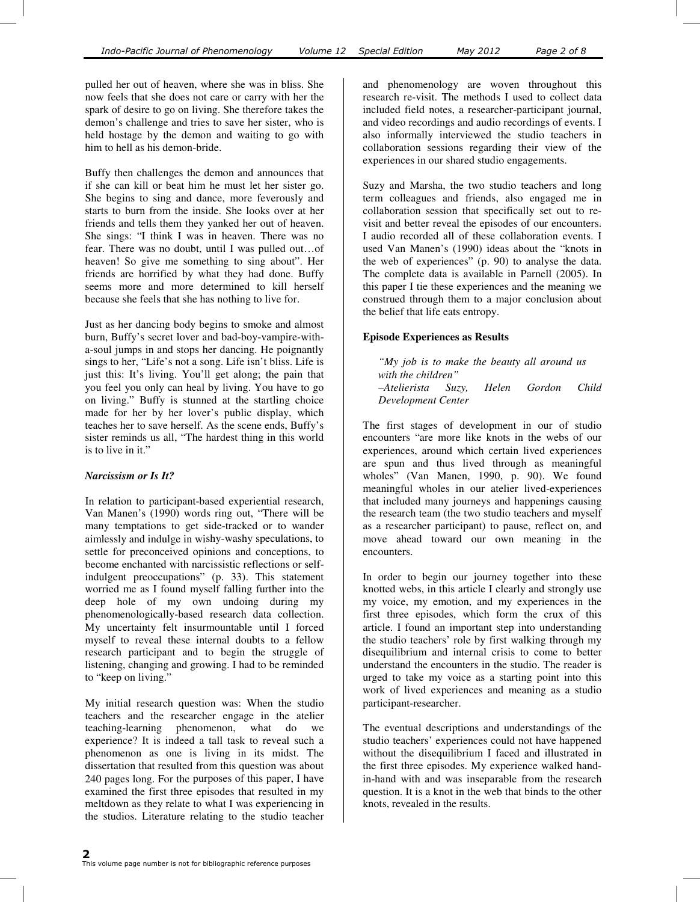pulled her out of heaven, where she was in bliss. She now feels that she does not care or carry with her the spark of desire to go on living. She therefore takes the demon's challenge and tries to save her sister, who is held hostage by the demon and waiting to go with him to hell as his demon-bride.

Buffy then challenges the demon and announces that if she can kill or beat him he must let her sister go. She begins to sing and dance, more feverously and starts to burn from the inside. She looks over at her friends and tells them they yanked her out of heaven. She sings: "I think I was in heaven. There was no fear. There was no doubt, until I was pulled out…of heaven! So give me something to sing about". Her friends are horrified by what they had done. Buffy seems more and more determined to kill herself because she feels that she has nothing to live for.

Just as her dancing body begins to smoke and almost burn, Buffy's secret lover and bad-boy-vampire-with-a-soul jumps in and stops her dancing. He poignantly sings to her, "Life's not a song. Life isn't bliss. Life is just this: It's living. You'll get along; the pain that you feel you only can heal by living. You have to go on living." Buffy is stunned at the startling choice made for her by her lover's public display, which teaches her to save herself. As the scene ends, Buffy's sister reminds us all, "The hardest thing in this world is to live in it."

### *Narcissism or Is It?*

In relation to participant-based experiential research, Van Manen's (1990) words ring out, "There will be many temptations to get side-tracked or to wander aimlessly and indulge in wishy-washy speculations, to settle for preconceived opinions and conceptions, to become enchanted with narcissistic reflections or self-indulgent preoccupations" (p. 33). This statement worried me as I found myself falling further into the deep hole of my own undoing during my phenomenologically-based research data collection. My uncertainty felt insurmountable until I forced myself to reveal these internal doubts to a fellow research participant and to begin the struggle of listening, changing and growing. I had to be reminded to "keep on living."

My initial research question was: When the studio teachers and the researcher engage in the atelier teaching-learning phenomenon, what do we experience? It is indeed a tall task to reveal such a phenomenon as one is living in its midst. The dissertation that resulted from this question was about 240 pages long. For the purposes of this paper, I have examined the first three episodes that resulted in my meltdown as they relate to what I was experiencing in the studios. Literature relating to the studio teacher and phenomenology are woven throughout this research re-visit. The methods I used to collect data included field notes, a researcher-participant journal, and video recordings and audio recordings of events. I also informally interviewed the studio teachers in collaboration sessions regarding their view of the experiences in our shared studio engagements.

Suzy and Marsha, the two studio teachers and long term colleagues and friends, also engaged me in collaboration session that specifically set out to re-visit and better reveal the episodes of our encounters. I audio recorded all of these collaboration events. I used Van Manen's (1990) ideas about the "knots in the web of experiences" (p. 90) to analyse the data. The complete data is available in Parnell (2005). In this paper I tie these experiences and the meaning we construed through them to a major conclusion about the belief that life eats entropy.

### **Episode Experiences as Results**

> *"My job is to make the beauty all around us with the children"*
> *–Atelierista Suzy, Helen Gordon Child Development Center*

The first stages of development in our of studio encounters "are more like knots in the webs of our experiences, around which certain lived experiences are spun and thus lived through as meaningful wholes" (Van Manen, 1990, p. 90). We found meaningful wholes in our atelier lived-experiences that included many journeys and happenings causing the research team (the two studio teachers and myself as a researcher participant) to pause, reflect on, and move ahead toward our own meaning in the encounters.

In order to begin our journey together into these knotted webs, in this article I clearly and strongly use my voice, my emotion, and my experiences in the first three episodes, which form the crux of this article. I found an important step into understanding the studio teachers' role by first walking through my disequilibrium and internal crisis to come to better understand the encounters in the studio. The reader is urged to take my voice as a starting point into this work of lived experiences and meaning as a studio participant-researcher.

The eventual descriptions and understandings of the studio teachers' experiences could not have happened without the disequilibrium I faced and illustrated in the first three episodes. My experience walked hand-in-hand with and was inseparable from the research question. It is a knot in the web that binds to the other knots, revealed in the results.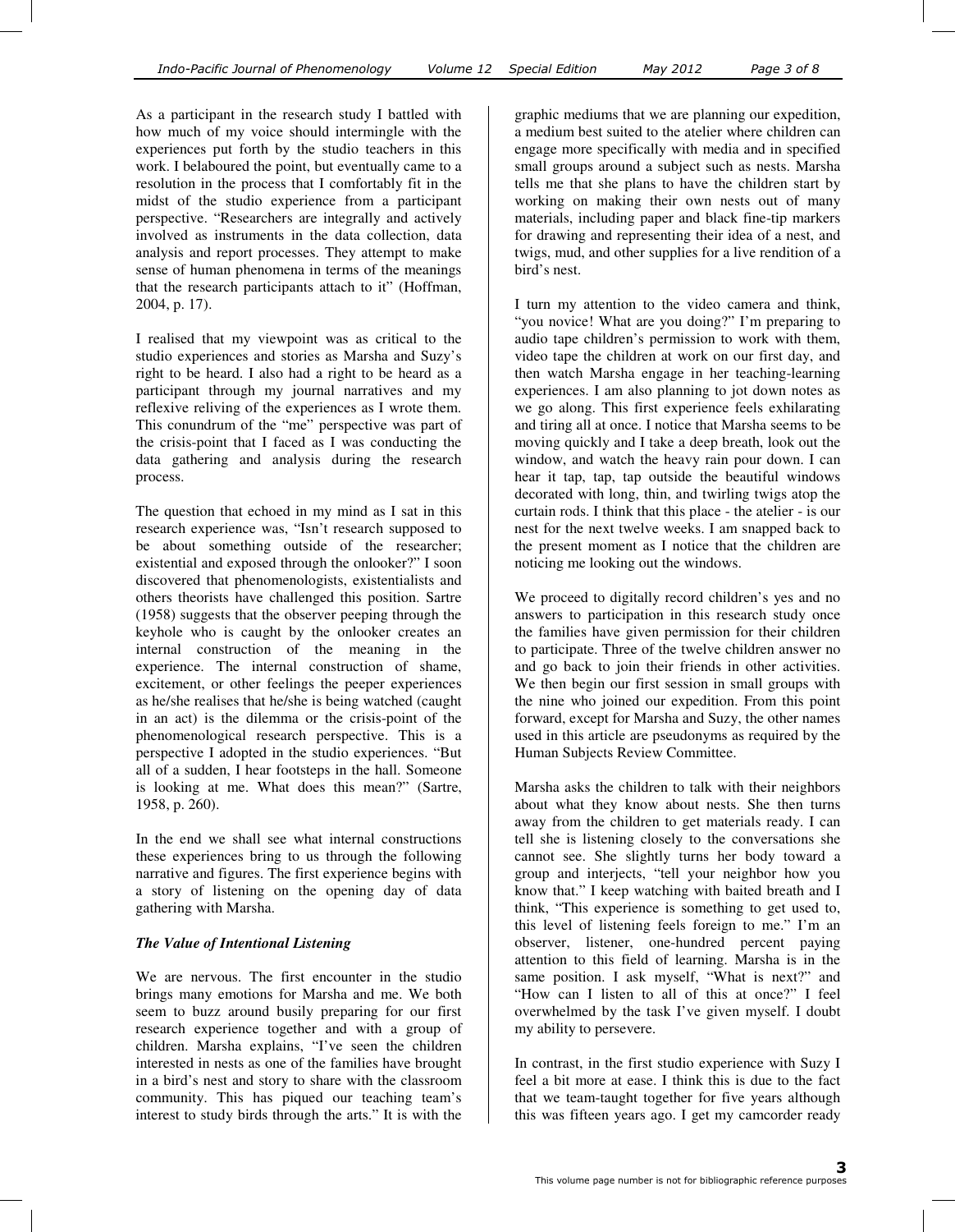As a participant in the research study I battled with how much of my voice should intermingle with the experiences put forth by the studio teachers in this work. I belaboured the point, but eventually came to a resolution in the process that I comfortably fit in the midst of the studio experience from a participant perspective. "Researchers are integrally and actively involved as instruments in the data collection, data analysis and report processes. They attempt to make sense of human phenomena in terms of the meanings that the research participants attach to it" (Hoffman, 2004, p. 17).

I realised that my viewpoint was as critical to the studio experiences and stories as Marsha and Suzy's right to be heard. I also had a right to be heard as a participant through my journal narratives and my reflexive reliving of the experiences as I wrote them. This conundrum of the "me" perspective was part of the crisis-point that I faced as I was conducting the data gathering and analysis during the research process.

The question that echoed in my mind as I sat in this research experience was, "Isn't research supposed to be about something outside of the researcher; existential and exposed through the onlooker?" I soon discovered that phenomenologists, existentialists and others theorists have challenged this position. Sartre (1958) suggests that the observer peeping through the keyhole who is caught by the onlooker creates an internal construction of the meaning in the experience. The internal construction of shame, excitement, or other feelings the peeper experiences as he/she realises that he/she is being watched (caught in an act) is the dilemma or the crisis-point of the phenomenological research perspective. This is a perspective I adopted in the studio experiences. "But all of a sudden, I hear footsteps in the hall. Someone is looking at me. What does this mean?" (Sartre, 1958, p. 260).

In the end we shall see what internal constructions these experiences bring to us through the following narrative and figures. The first experience begins with a story of listening on the opening day of data gathering with Marsha.

### *The Value of Intentional Listening*

We are nervous. The first encounter in the studio brings many emotions for Marsha and me. We both seem to buzz around busily preparing for our first research experience together and with a group of children. Marsha explains, "I've seen the children interested in nests as one of the families have brought in a bird's nest and story to share with the classroom community. This has piqued our teaching team's interest to study birds through the arts." It is with the graphic mediums that we are planning our expedition, a medium best suited to the atelier where children can engage more specifically with media and in specified small groups around a subject such as nests. Marsha tells me that she plans to have the children start by working on making their own nests out of many materials, including paper and black fine-tip markers for drawing and representing their idea of a nest, and twigs, mud, and other supplies for a live rendition of a bird's nest.

I turn my attention to the video camera and think, "you novice! What are you doing?" I'm preparing to audio tape children's permission to work with them, video tape the children at work on our first day, and then watch Marsha engage in her teaching-learning experiences. I am also planning to jot down notes as we go along. This first experience feels exhilarating and tiring all at once. I notice that Marsha seems to be moving quickly and I take a deep breath, look out the window, and watch the heavy rain pour down. I can hear it tap, tap, tap outside the beautiful windows decorated with long, thin, and twirling twigs atop the curtain rods. I think that this place - the atelier - is our nest for the next twelve weeks. I am snapped back to the present moment as I notice that the children are noticing me looking out the windows.

We proceed to digitally record children's yes and no answers to participation in this research study once the families have given permission for their children to participate. Three of the twelve children answer no and go back to join their friends in other activities. We then begin our first session in small groups with the nine who joined our expedition. From this point forward, except for Marsha and Suzy, the other names used in this article are pseudonyms as required by the Human Subjects Review Committee.

Marsha asks the children to talk with their neighbors about what they know about nests. She then turns away from the children to get materials ready. I can tell she is listening closely to the conversations she cannot see. She slightly turns her body toward a group and interjects, "tell your neighbor how you know that." I keep watching with baited breath and I think, "This experience is something to get used to, this level of listening feels foreign to me." I'm an observer, listener, one-hundred percent paying attention to this field of learning. Marsha is in the same position. I ask myself, "What is next?" and "How can I listen to all of this at once?" I feel overwhelmed by the task I've given myself. I doubt my ability to persevere.

In contrast, in the first studio experience with Suzy I feel a bit more at ease. I think this is due to the fact that we team-taught together for five years although this was fifteen years ago. I get my camcorder ready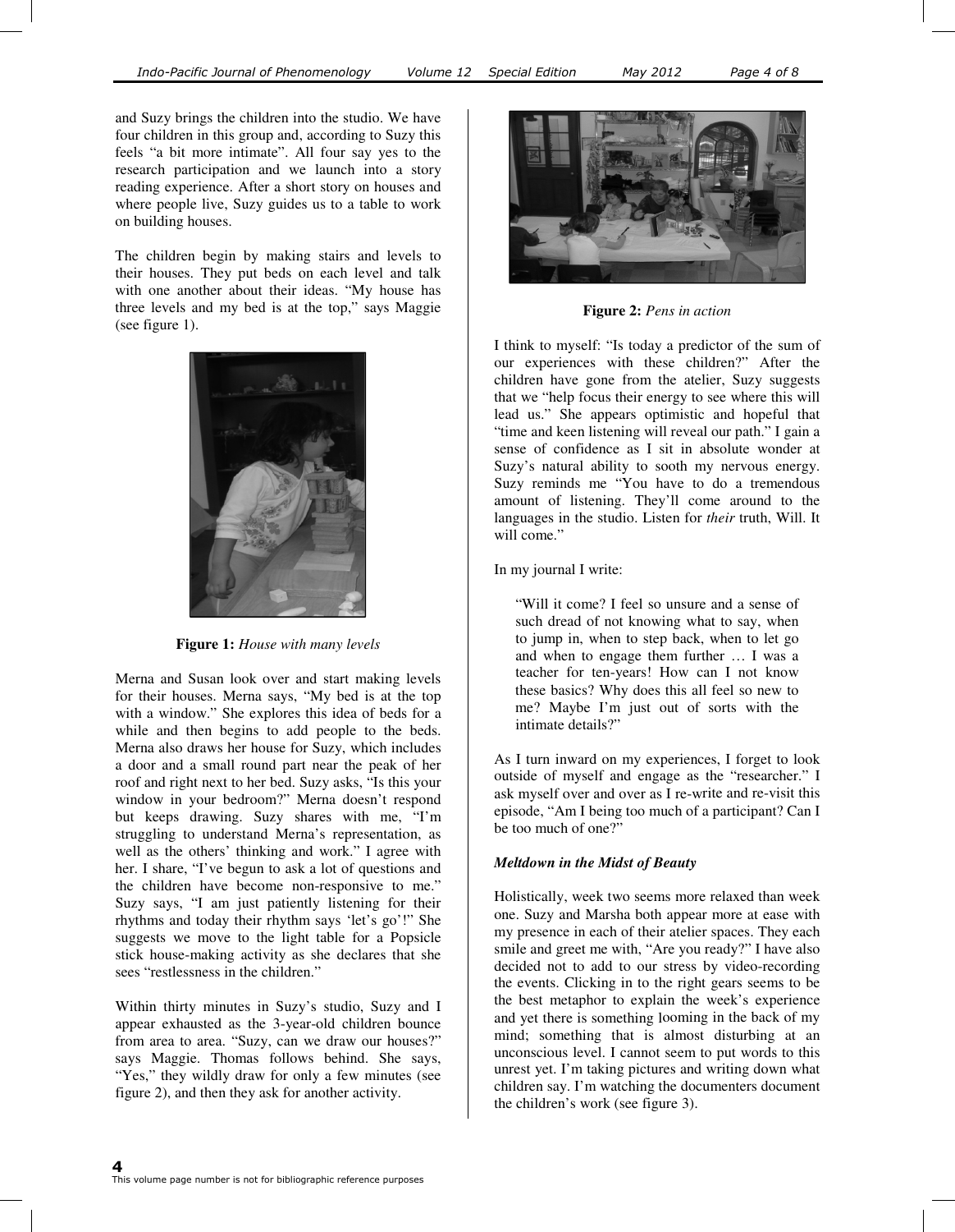and Suzy brings the children into the studio. We have four children in this group and, according to Suzy this feels "a bit more intimate". All four say yes to the research participation and we launch into a story reading experience. After a short story on houses and where people live, Suzy guides us to a table to work on building houses.

The children begin by making stairs and levels to their houses. They put beds on each level and talk with one another about their ideas. "My house has three levels and my bed is at the top," says Maggie (see figure 1).

**Figure 1:** *House with many levels*

Merna and Susan look over and start making levels for their houses. Merna says, "My bed is at the top with a window." She explores this idea of beds for a while and then begins to add people to the beds. Merna also draws her house for Suzy, which includes a door and a small round part near the peak of her roof and right next to her bed. Suzy asks, "Is this your window in your bedroom?" Merna doesn't respond but keeps drawing. Suzy shares with me, "I'm struggling to understand Merna's representation, as well as the others' thinking and work." I agree with her. I share, "I've begun to ask a lot of questions and the children have become non-responsive to me." Suzy says, "I am just patiently listening for their rhythms and today their rhythm says 'let's go'!" She suggests we move to the light table for a Popsicle stick house-making activity as she declares that she sees "restlessness in the children."

Within thirty minutes in Suzy's studio, Suzy and I appear exhausted as the 3-year-old children bounce from area to area. "Suzy, can we draw our houses?" says Maggie. Thomas follows behind. She says, "Yes," they wildly draw for only a few minutes (see figure 2), and then they ask for another activity.

**Figure 2:** *Pens in action*

I think to myself: "Is today a predictor of the sum of our experiences with these children?" After the children have gone from the atelier, Suzy suggests that we "help focus their energy to see where this will lead us." She appears optimistic and hopeful that "time and keen listening will reveal our path." I gain a sense of confidence as I sit in absolute wonder at Suzy's natural ability to sooth my nervous energy. Suzy reminds me "You have to do a tremendous amount of listening. They'll come around to the languages in the studio. Listen for *their* truth, Will. It will come."

In my journal I write:

> "Will it come? I feel so unsure and a sense of such dread of not knowing what to say, when to jump in, when to step back, when to let go and when to engage them further … I was a teacher for ten-years! How can I not know these basics? Why does this all feel so new to me? Maybe I'm just out of sorts with the intimate details?"

As I turn inward on my experiences, I forget to look outside of myself and engage as the "researcher." I ask myself over and over as I re-write and re-visit this episode, "Am I being too much of a participant? Can I be too much of one?"

### *Meltdown in the Midst of Beauty*

Holistically, week two seems more relaxed than week one. Suzy and Marsha both appear more at ease with my presence in each of their atelier spaces. They each smile and greet me with, "Are you ready?" I have also decided not to add to our stress by video-recording the events. Clicking in to the right gears seems to be the best metaphor to explain the week's experience and yet there is something looming in the back of my mind; something that is almost disturbing at an unconscious level. I cannot seem to put words to this unrest yet. I'm taking pictures and writing down what children say. I'm watching the documenters document the children's work (see figure 3).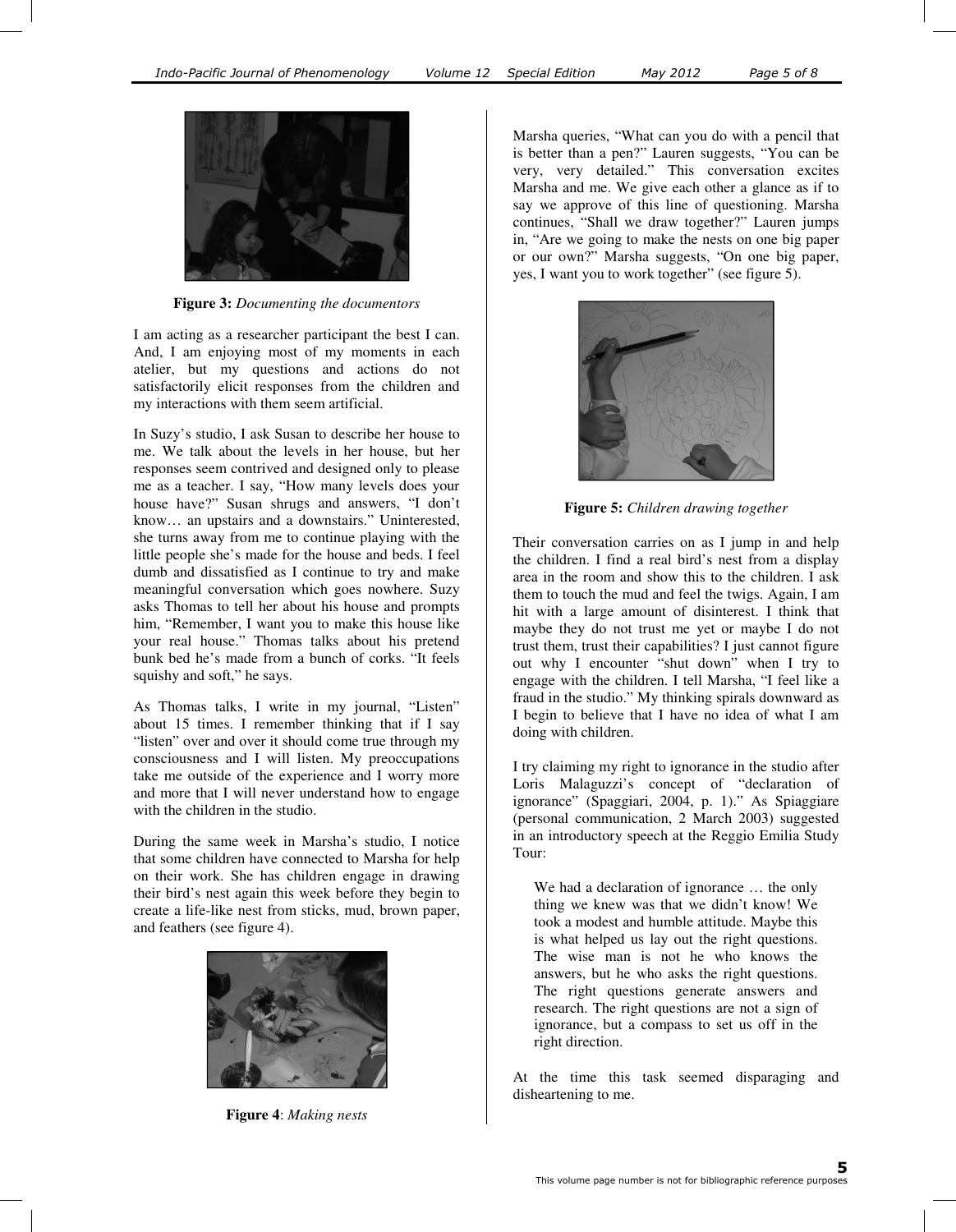**Figure 3:** *Documenting the documentors*

I am acting as a researcher participant the best I can. And, I am enjoying most of my moments in each atelier, but my questions and actions do not satisfactorily elicit responses from the children and my interactions with them seem artificial.

In Suzy's studio, I ask Susan to describe her house to me. We talk about the levels in her house, but her responses seem contrived and designed only to please me as a teacher. I say, "How many levels does your house have?" Susan shrugs and answers, "I don't know… an upstairs and a downstairs." Uninterested, she turns away from me to continue playing with the little people she's made for the house and beds. I feel dumb and dissatisfied as I continue to try and make meaningful conversation which goes nowhere. Suzy asks Thomas to tell her about his house and prompts him, "Remember, I want you to make this house like your real house." Thomas talks about his pretend bunk bed he's made from a bunch of corks. "It feels squishy and soft," he says.

As Thomas talks, I write in my journal, "Listen" about 15 times. I remember thinking that if I say "listen" over and over it should come true through my consciousness and I will listen. My preoccupations take me outside of the experience and I worry more and more that I will never understand how to engage with the children in the studio.

During the same week in Marsha's studio, I notice that some children have connected to Marsha for help on their work. She has children engage in drawing their bird's nest again this week before they begin to create a life-like nest from sticks, mud, brown paper, and feathers (see figure 4).

**Figure 4**: *Making nests*

Marsha queries, "What can you do with a pencil that is better than a pen?" Lauren suggests, "You can be very, very detailed." This conversation excites Marsha and me. We give each other a glance as if to say we approve of this line of questioning. Marsha continues, "Shall we draw together?" Lauren jumps in, "Are we going to make the nests on one big paper or our own?" Marsha suggests, "On one big paper, yes, I want you to work together" (see figure 5).

**Figure 5:** *Children drawing together*

Their conversation carries on as I jump in and help the children. I find a real bird's nest from a display area in the room and show this to the children. I ask them to touch the mud and feel the twigs. Again, I am hit with a large amount of disinterest. I think that maybe they do not trust me yet or maybe I do not trust them, trust their capabilities? I just cannot figure out why I encounter "shut down" when I try to engage with the children. I tell Marsha, "I feel like a fraud in the studio." My thinking spirals downward as I begin to believe that I have no idea of what I am doing with children.

I try claiming my right to ignorance in the studio after Loris Malaguzzi's concept of "declaration of ignorance" (Spaggiari, 2004, p. 1)." As Spiaggiare (personal communication, 2 March 2003) suggested in an introductory speech at the Reggio Emilia Study Tour:

> We had a declaration of ignorance … the only thing we knew was that we didn't know! We took a modest and humble attitude. Maybe this is what helped us lay out the right questions. The wise man is not he who knows the answers, but he who asks the right questions. The right questions generate answers and research. The right questions are not a sign of ignorance, but a compass to set us off in the right direction.

At the time this task seemed disparaging and disheartening to me.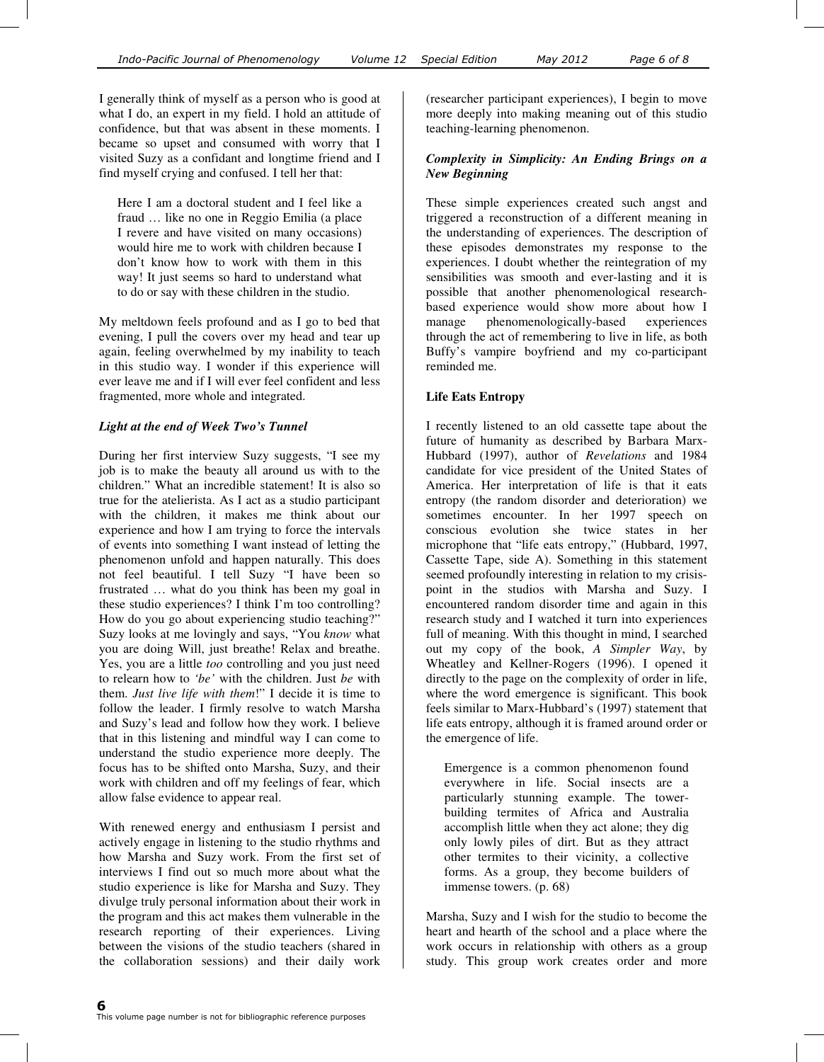I generally think of myself as a person who is good at what I do, an expert in my field. I hold an attitude of confidence, but that was absent in these moments. I became so upset and consumed with worry that I visited Suzy as a confidant and longtime friend and I find myself crying and confused. I tell her that:

> Here I am a doctoral student and I feel like a fraud … like no one in Reggio Emilia (a place I revere and have visited on many occasions) would hire me to work with children because I don't know how to work with them in this way! It just seems so hard to understand what to do or say with these children in the studio.

My meltdown feels profound and as I go to bed that evening, I pull the covers over my head and tear up again, feeling overwhelmed by my inability to teach in this studio way. I wonder if this experience will ever leave me and if I will ever feel confident and less fragmented, more whole and integrated.

### *Light at the end of Week Two's Tunnel*

During her first interview Suzy suggests, "I see my job is to make the beauty all around us with to the children." What an incredible statement! It is also so true for the atelierista. As I act as a studio participant with the children, it makes me think about our experience and how I am trying to force the intervals of events into something I want instead of letting the phenomenon unfold and happen naturally. This does not feel beautiful. I tell Suzy "I have been so frustrated … what do you think has been my goal in these studio experiences? I think I'm too controlling? How do you go about experiencing studio teaching?" Suzy looks at me lovingly and says, "You *know* what you are doing Will, just breathe! Relax and breathe. Yes, you are a little *too* controlling and you just need to relearn how to *'be'* with the children. Just *be* with them. *Just live life with them*!" I decide it is time to follow the leader. I firmly resolve to watch Marsha and Suzy's lead and follow how they work. I believe that in this listening and mindful way I can come to understand the studio experience more deeply. The focus has to be shifted onto Marsha, Suzy, and their work with children and off my feelings of fear, which allow false evidence to appear real.

With renewed energy and enthusiasm I persist and actively engage in listening to the studio rhythms and how Marsha and Suzy work. From the first set of interviews I find out so much more about what the studio experience is like for Marsha and Suzy. They divulge truly personal information about their work in the program and this act makes them vulnerable in the research reporting of their experiences. Living between the visions of the studio teachers (shared in the collaboration sessions) and their daily work (researcher participant experiences), I begin to move more deeply into making meaning out of this studio teaching-learning phenomenon.

### *Complexity in Simplicity: An Ending Brings on a New Beginning*

These simple experiences created such angst and triggered a reconstruction of a different meaning in the understanding of experiences. The description of these episodes demonstrates my response to the experiences. I doubt whether the reintegration of my sensibilities was smooth and ever-lasting and it is possible that another phenomenological research-based experience would show more about how I manage phenomenologically-based experiences through the act of remembering to live in life, as both Buffy's vampire boyfriend and my co-participant reminded me.

## Life Eats Entropy

I recently listened to an old cassette tape about the future of humanity as described by Barbara Marx-Hubbard (1997), author of *Revelations* and 1984 candidate for vice president of the United States of America. Her interpretation of life is that it eats entropy (the random disorder and deterioration) we sometimes encounter. In her 1997 speech on conscious evolution she twice states in her microphone that "life eats entropy," (Hubbard, 1997, Cassette Tape, side A). Something in this statement seemed profoundly interesting in relation to my crisis-point in the studios with Marsha and Suzy. I encountered random disorder time and again in this research study and I watched it turn into experiences full of meaning. With this thought in mind, I searched out my copy of the book, *A Simpler Way*, by Wheatley and Kellner-Rogers (1996). I opened it directly to the page on the complexity of order in life, where the word emergence is significant. This book feels similar to Marx-Hubbard's (1997) statement that life eats entropy, although it is framed around order or the emergence of life.

> Emergence is a common phenomenon found everywhere in life. Social insects are a particularly stunning example. The tower-building termites of Africa and Australia accomplish little when they act alone; they dig only lowly piles of dirt. But as they attract other termites to their vicinity, a collective forms. As a group, they become builders of immense towers. (p. 68)

Marsha, Suzy and I wish for the studio to become the heart and hearth of the school and a place where the work occurs in relationship with others as a group study. This group work creates order and more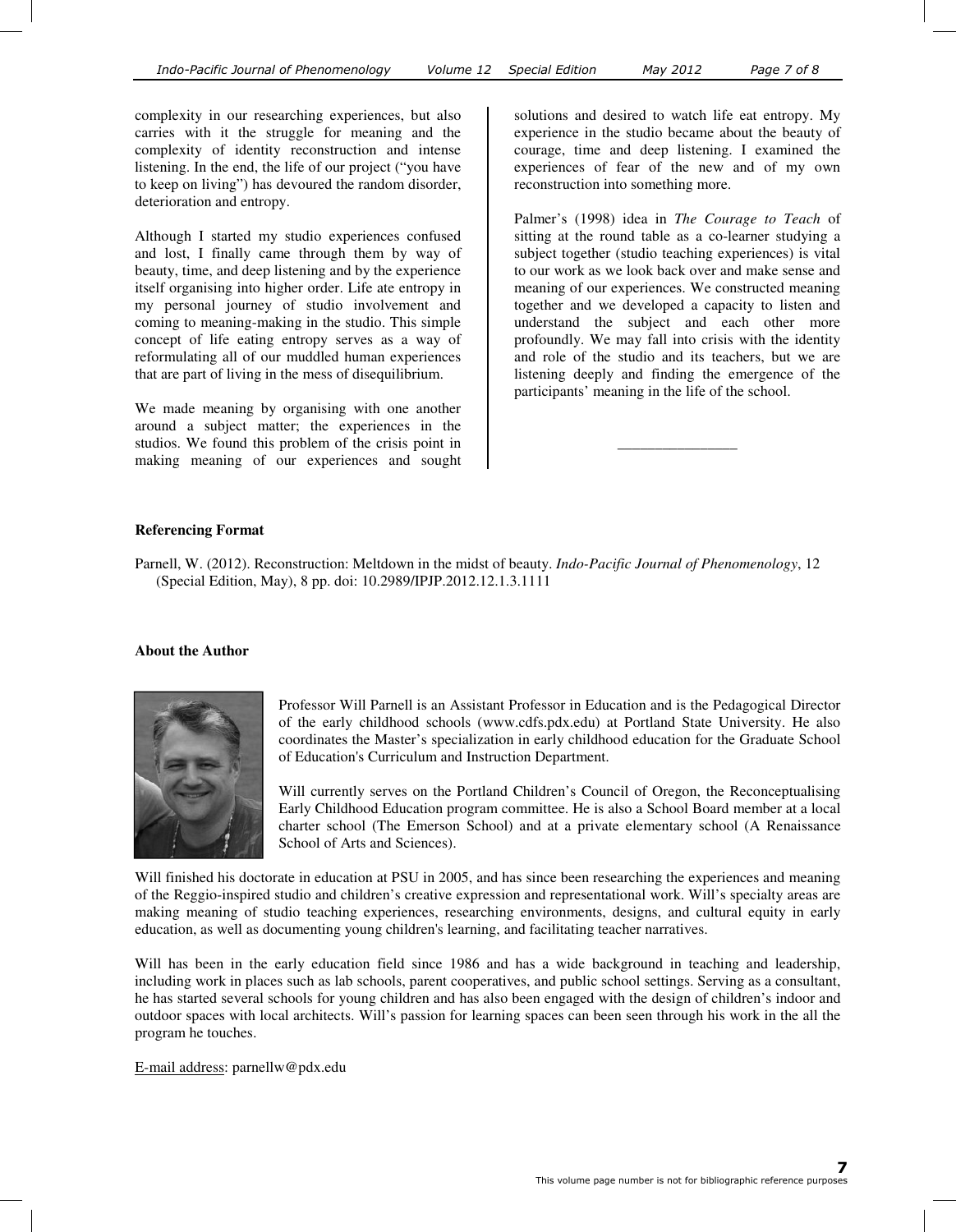complexity in our researching experiences, but also carries with it the struggle for meaning and the complexity of identity reconstruction and intense listening. In the end, the life of our project ("you have to keep on living") has devoured the random disorder, deterioration and entropy.

Although I started my studio experiences confused and lost, I finally came through them by way of beauty, time, and deep listening and by the experience itself organising into higher order. Life ate entropy in my personal journey of studio involvement and coming to meaning-making in the studio. This simple concept of life eating entropy serves as a way of reformulating all of our muddled human experiences that are part of living in the mess of disequilibrium.

We made meaning by organising with one another around a subject matter; the experiences in the studios. We found this problem of the crisis point in making meaning of our experiences and sought solutions and desired to watch life eat entropy. My experience in the studio became about the beauty of courage, time and deep listening. I examined the experiences of fear of the new and of my own reconstruction into something more.

Palmer's (1998) idea in *The Courage to Teach* of sitting at the round table as a co-learner studying a subject together (studio teaching experiences) is vital to our work as we look back over and make sense and meaning of our experiences. We constructed meaning together and we developed a capacity to listen and understand the subject and each other more profoundly. We may fall into crisis with the identity and role of the studio and its teachers, but we are listening deeply and finding the emergence of the participants' meaning in the life of the school.

---

**Referencing Format**

Parnell, W. (2012). Reconstruction: Meltdown in the midst of beauty. *Indo-Pacific Journal of Phenomenology*, 12 (Special Edition, May), 8 pp. doi: 10.2989/IPJP.2012.12.1.3.1111

**About the Author**

Professor Will Parnell is an Assistant Professor in Education and is the Pedagogical Director of the early childhood schools (www.cdfs.pdx.edu) at Portland State University. He also coordinates the Master's specialization in early childhood education for the Graduate School of Education's Curriculum and Instruction Department.

Will currently serves on the Portland Children's Council of Oregon, the Reconceptualising Early Childhood Education program committee. He is also a School Board member at a local charter school (The Emerson School) and at a private elementary school (A Renaissance School of Arts and Sciences).

Will finished his doctorate in education at PSU in 2005, and has since been researching the experiences and meaning of the Reggio-inspired studio and children's creative expression and representational work. Will's specialty areas are making meaning of studio teaching experiences, researching environments, designs, and cultural equity in early education, as well as documenting young children's learning, and facilitating teacher narratives.

Will has been in the early education field since 1986 and has a wide background in teaching and leadership, including work in places such as lab schools, parent cooperatives, and public school settings. Serving as a consultant, he has started several schools for young children and has also been engaged with the design of children's indoor and outdoor spaces with local architects. Will's passion for learning spaces can been seen through his work in the all the program he touches.

E-mail address: parnellw@pdx.edu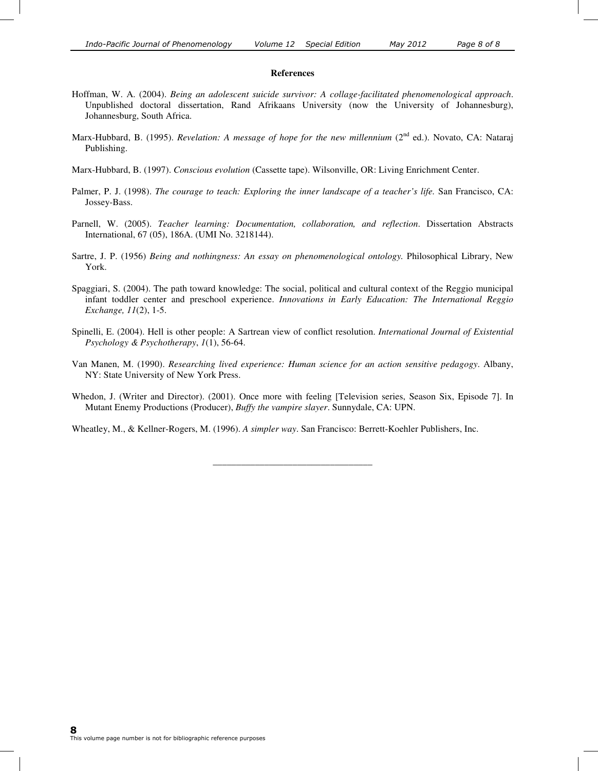## References

Hoffman, W. A. (2004). *Being an adolescent suicide survivor: A collage-facilitated phenomenological approach*. Unpublished doctoral dissertation, Rand Afrikaans University (now the University of Johannesburg), Johannesburg, South Africa.

Marx-Hubbard, B. (1995). *Revelation: A message of hope for the new millennium* (2nd ed.). Novato, CA: Nataraj Publishing.

Marx-Hubbard, B. (1997). *Conscious evolution* (Cassette tape). Wilsonville, OR: Living Enrichment Center.

Palmer, P. J. (1998). *The courage to teach: Exploring the inner landscape of a teacher's life.* San Francisco, CA: Jossey-Bass.

Parnell, W. (2005). *Teacher learning: Documentation, collaboration, and reflection*. Dissertation Abstracts International, 67 (05), 186A. (UMI No. 3218144).

Sartre, J. P. (1956) *Being and nothingness: An essay on phenomenological ontology.* Philosophical Library, New York.

Spaggiari, S. (2004). The path toward knowledge: The social, political and cultural context of the Reggio municipal infant toddler center and preschool experience. *Innovations in Early Education: The International Reggio Exchange, 11*(2), 1-5.

Spinelli, E. (2004). Hell is other people: A Sartrean view of conflict resolution. *International Journal of Existential Psychology & Psychotherapy*, *1*(1), 56-64.

Van Manen, M. (1990). *Researching lived experience: Human science for an action sensitive pedagogy*. Albany, NY: State University of New York Press.

Whedon, J. (Writer and Director). (2001). Once more with feeling [Television series, Season Six, Episode 7]. In Mutant Enemy Productions (Producer), *Buffy the vampire slayer*. Sunnydale, CA: UPN.

Wheatley, M., & Kellner-Rogers, M. (1996). *A simpler way*. San Francisco: Berrett-Koehler Publishers, Inc.

---